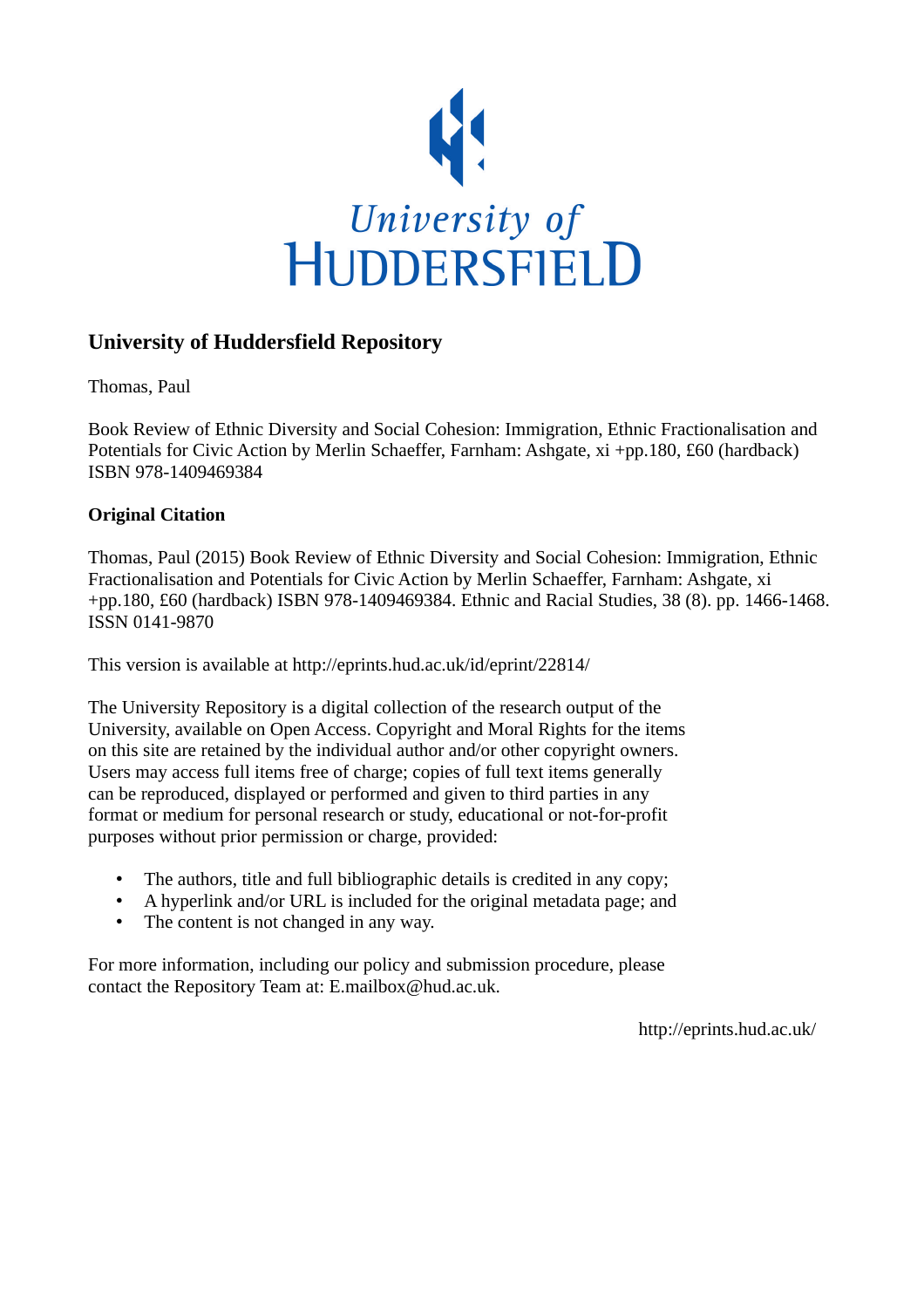University of Huddersfield

## University of Huddersfield Repository

Thomas, Paul

Book Review of Ethnic Diversity and Social Cohesion: Immigration, Ethnic Fractionalisation and Potentials for Civic Action by Merlin Schaeffer, Farnham: Ashgate, xi +pp.180, £60 (hardback) ISBN 978-1409469384

### Original Citation

Thomas, Paul (2015) Book Review of Ethnic Diversity and Social Cohesion: Immigration, Ethnic Fractionalisation and Potentials for Civic Action by Merlin Schaeffer, Farnham: Ashgate, xi +pp.180, £60 (hardback) ISBN 978-1409469384. Ethnic and Racial Studies, 38 (8). pp. 1466-1468. ISSN 0141-9870

This version is available at http://eprints.hud.ac.uk/id/eprint/22814/

The University Repository is a digital collection of the research output of the University, available on Open Access. Copyright and Moral Rights for the items on this site are retained by the individual author and/or other copyright owners. Users may access full items free of charge; copies of full text items generally can be reproduced, displayed or performed and given to third parties in any format or medium for personal research or study, educational or not-for-profit purposes without prior permission or charge, provided:

- The authors, title and full bibliographic details is credited in any copy;
- A hyperlink and/or URL is included for the original metadata page; and
- The content is not changed in any way.

For more information, including our policy and submission procedure, please contact the Repository Team at: E.mailbox@hud.ac.uk.

http://eprints.hud.ac.uk/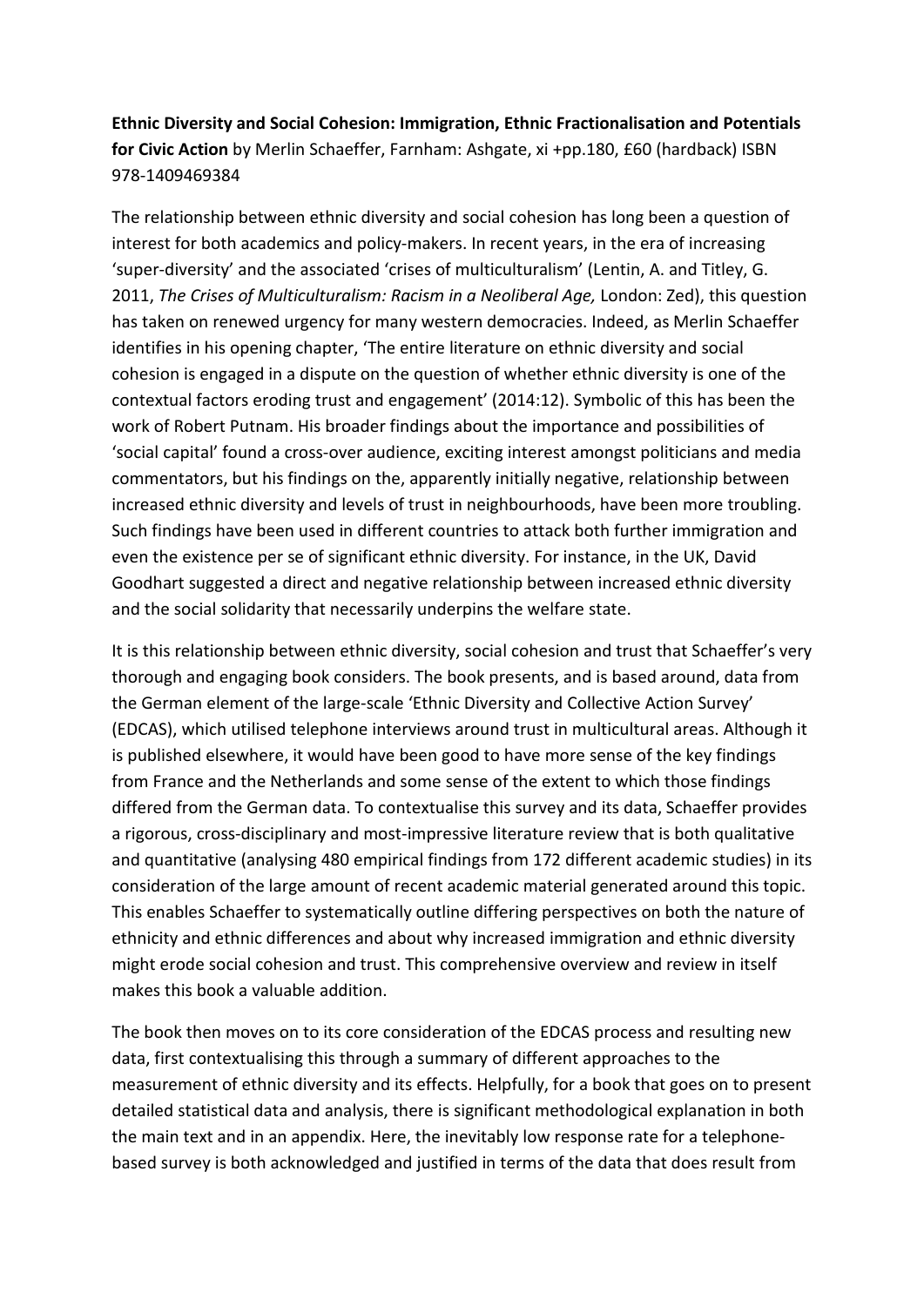**Ethnic Diversity and Social Cohesion: Immigration, Ethnic Fractionalisation and Potentials for Civic Action** by Merlin Schaeffer, Farnham: Ashgate, xi +pp.180, £60 (hardback) ISBN 978-1409469384

The relationship between ethnic diversity and social cohesion has long been a question of interest for both academics and policy-makers. In recent years, in the era of increasing 'super-diversity' and the associated 'crises of multiculturalism' (Lentin, A. and Titley, G. 2011, *The Crises of Multiculturalism: Racism in a Neoliberal Age,* London: Zed), this question has taken on renewed urgency for many western democracies. Indeed, as Merlin Schaeffer identifies in his opening chapter, 'The entire literature on ethnic diversity and social cohesion is engaged in a dispute on the question of whether ethnic diversity is one of the contextual factors eroding trust and engagement' (2014:12). Symbolic of this has been the work of Robert Putnam. His broader findings about the importance and possibilities of 'social capital' found a cross-over audience, exciting interest amongst politicians and media commentators, but his findings on the, apparently initially negative, relationship between increased ethnic diversity and levels of trust in neighbourhoods, have been more troubling. Such findings have been used in different countries to attack both further immigration and even the existence per se of significant ethnic diversity. For instance, in the UK, David Goodhart suggested a direct and negative relationship between increased ethnic diversity and the social solidarity that necessarily underpins the welfare state.

It is this relationship between ethnic diversity, social cohesion and trust that Schaeffer's very thorough and engaging book considers. The book presents, and is based around, data from the German element of the large-scale 'Ethnic Diversity and Collective Action Survey' (EDCAS), which utilised telephone interviews around trust in multicultural areas. Although it is published elsewhere, it would have been good to have more sense of the key findings from France and the Netherlands and some sense of the extent to which those findings differed from the German data. To contextualise this survey and its data, Schaeffer provides a rigorous, cross-disciplinary and most-impressive literature review that is both qualitative and quantitative (analysing 480 empirical findings from 172 different academic studies) in its consideration of the large amount of recent academic material generated around this topic. This enables Schaeffer to systematically outline differing perspectives on both the nature of ethnicity and ethnic differences and about why increased immigration and ethnic diversity might erode social cohesion and trust. This comprehensive overview and review in itself makes this book a valuable addition.

The book then moves on to its core consideration of the EDCAS process and resulting new data, first contextualising this through a summary of different approaches to the measurement of ethnic diversity and its effects. Helpfully, for a book that goes on to present detailed statistical data and analysis, there is significant methodological explanation in both the main text and in an appendix. Here, the inevitably low response rate for a telephone-based survey is both acknowledged and justified in terms of the data that does result from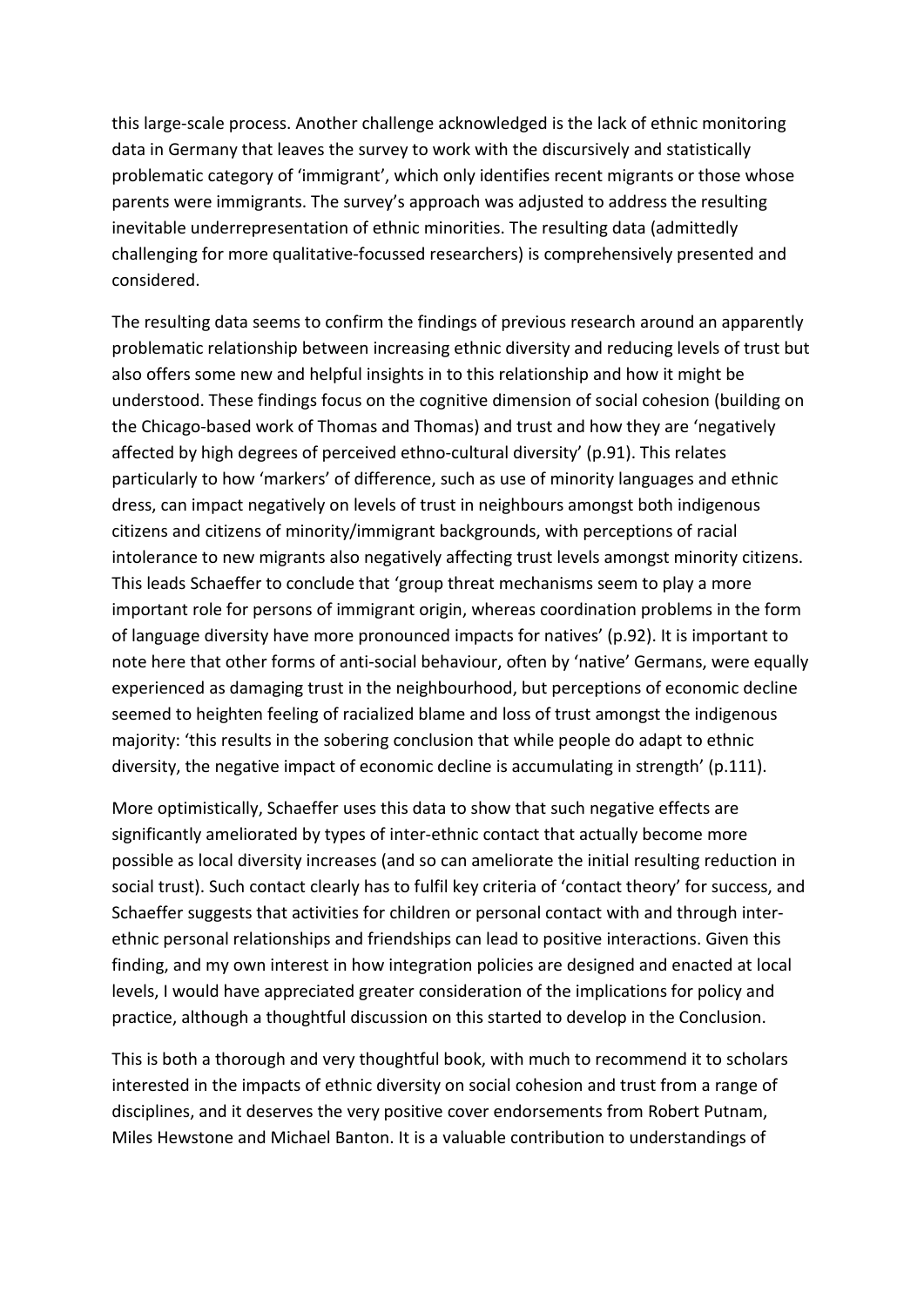this large-scale process. Another challenge acknowledged is the lack of ethnic monitoring data in Germany that leaves the survey to work with the discursively and statistically problematic category of 'immigrant', which only identifies recent migrants or those whose parents were immigrants. The survey's approach was adjusted to address the resulting inevitable underrepresentation of ethnic minorities. The resulting data (admittedly challenging for more qualitative-focussed researchers) is comprehensively presented and considered.

The resulting data seems to confirm the findings of previous research around an apparently problematic relationship between increasing ethnic diversity and reducing levels of trust but also offers some new and helpful insights in to this relationship and how it might be understood. These findings focus on the cognitive dimension of social cohesion (building on the Chicago-based work of Thomas and Thomas) and trust and how they are 'negatively affected by high degrees of perceived ethno-cultural diversity' (p.91). This relates particularly to how 'markers' of difference, such as use of minority languages and ethnic dress, can impact negatively on levels of trust in neighbours amongst both indigenous citizens and citizens of minority/immigrant backgrounds, with perceptions of racial intolerance to new migrants also negatively affecting trust levels amongst minority citizens. This leads Schaeffer to conclude that 'group threat mechanisms seem to play a more important role for persons of immigrant origin, whereas coordination problems in the form of language diversity have more pronounced impacts for natives' (p.92). It is important to note here that other forms of anti-social behaviour, often by 'native' Germans, were equally experienced as damaging trust in the neighbourhood, but perceptions of economic decline seemed to heighten feeling of racialized blame and loss of trust amongst the indigenous majority: 'this results in the sobering conclusion that while people do adapt to ethnic diversity, the negative impact of economic decline is accumulating in strength' (p.111).

More optimistically, Schaeffer uses this data to show that such negative effects are significantly ameliorated by types of inter-ethnic contact that actually become more possible as local diversity increases (and so can ameliorate the initial resulting reduction in social trust). Such contact clearly has to fulfil key criteria of 'contact theory' for success, and Schaeffer suggests that activities for children or personal contact with and through inter-ethnic personal relationships and friendships can lead to positive interactions. Given this finding, and my own interest in how integration policies are designed and enacted at local levels, I would have appreciated greater consideration of the implications for policy and practice, although a thoughtful discussion on this started to develop in the Conclusion.

This is both a thorough and very thoughtful book, with much to recommend it to scholars interested in the impacts of ethnic diversity on social cohesion and trust from a range of disciplines, and it deserves the very positive cover endorsements from Robert Putnam, Miles Hewstone and Michael Banton. It is a valuable contribution to understandings of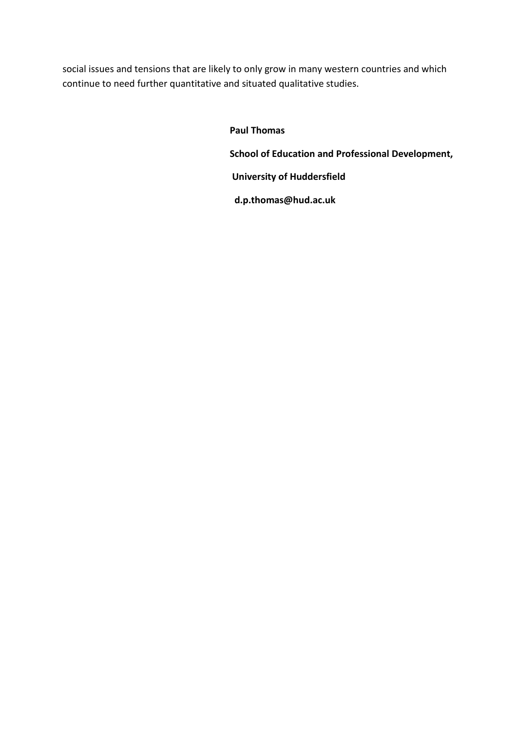social issues and tensions that are likely to only grow in many western countries and which continue to need further quantitative and situated qualitative studies.

**Paul Thomas**

**School of Education and Professional Development,**

**University of Huddersfield**

**d.p.thomas@hud.ac.uk**